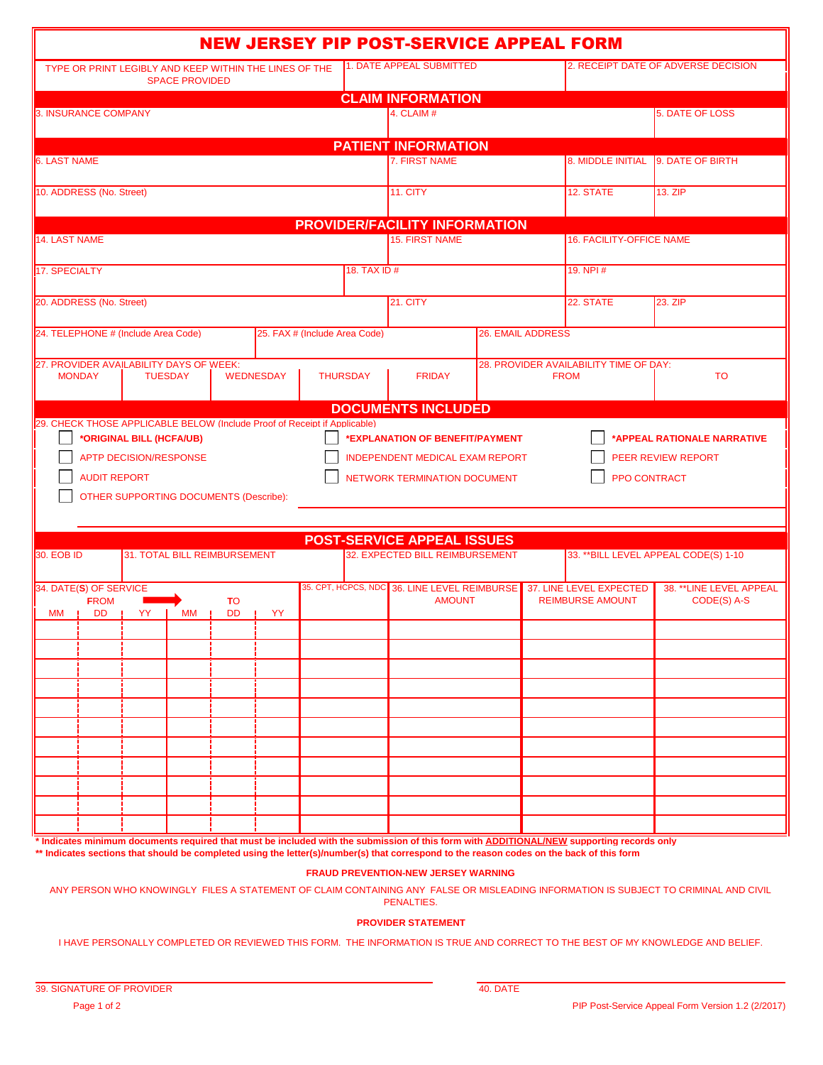# NEW JERSEY PIP POST-SERVICE APPEAL FORM

| TYPE OR PRINT LEGIBLY AND KEEP WITHIN THE LINES OF THE SPACE PROVIDED | 1. DATE APPEAL SUBMITTED | 2. RECEIPT DATE OF ADVERSE DECISION |
|---|---|---|
| | | |

## CLAIM INFORMATION

| 3. INSURANCE COMPANY | 4. CLAIM # | 5. DATE OF LOSS |
|---|---|---|
| | | |

## PATIENT INFORMATION

| 6. LAST NAME | 7. FIRST NAME | 8. MIDDLE INITIAL | 9. DATE OF BIRTH |
|---|---|---|---|
| | | | |

| 10. ADDRESS (No. Street) | 11. CITY | 12. STATE | 13. ZIP |
|---|---|---|---|
| | | | |

## PROVIDER/FACILITY INFORMATION

| 14. LAST NAME | 15. FIRST NAME | 16. FACILITY-OFFICE NAME |
|---|---|---|
| | | |

| 17. SPECIALTY | 18. TAX ID # | 19. NPI # |
|---|---|---|
| | | |

| 20. ADDRESS (No. Street) | 21. CITY | 22. STATE | 23. ZIP |
|---|---|---|---|
| | | | |

| 24. TELEPHONE # (Include Area Code) | 25. FAX # (Include Area Code) | 26. EMAIL ADDRESS |
|---|---|---|
| | | |

| 27. PROVIDER AVAILABILITY DAYS OF WEEK: | | | | | 28. PROVIDER AVAILABILITY TIME OF DAY: | |
|---|---|---|---|---|---|---|
| MONDAY | TUESDAY | WEDNESDAY | THURSDAY | FRIDAY | FROM | TO |
| | | | | | | |

## DOCUMENTS INCLUDED

29. CHECK THOSE APPLICABLE BELOW (Include Proof of Receipt if Applicable)

- ☐ ***ORIGINAL BILL (HCFA/UB)**
- ☐ ***EXPLANATION OF BENEFIT/PAYMENT**
- ☐ ***APPEAL RATIONALE NARRATIVE**
- ☐ APTP DECISION/RESPONSE
- ☐ INDEPENDENT MEDICAL EXAM REPORT
- ☐ PEER REVIEW REPORT
- ☐ AUDIT REPORT
- ☐ NETWORK TERMINATION DOCUMENT
- ☐ PPO CONTRACT
- ☐ OTHER SUPPORTING DOCUMENTS (Describe): ______________________

## POST-SERVICE APPEAL ISSUES

| 30. EOB ID | 31. TOTAL BILL REIMBURSEMENT | 32. EXPECTED BILL REIMBURSEMENT | 33. **BILL LEVEL APPEAL CODE(S) 1-10 |
|---|---|---|---|
| | | | |

| 34. DATE(S) OF SERVICE FROM | | | TO | | | 35. CPT, HCPCS, NDC | 36. LINE LEVEL REIMBURSE AMOUNT | 37. LINE LEVEL EXPECTED REIMBURSE AMOUNT | 38. **LINE LEVEL APPEAL CODE(S) A-S |
|---|---|---|---|---|---|---|---|---|---|
| MM | DD | YY | MM | DD | YY | | | | |
| | | | | | | | | | |
| | | | | | | | | | |
| | | | | | | | | | |
| | | | | | | | | | |
| | | | | | | | | | |
| | | | | | | | | | |
| | | | | | | | | | |
| | | | | | | | | | |
| | | | | | | | | | |
| | | | | | | | | | |
| | | | | | | | | | |

**\* Indicates minimum documents required that must be included with the submission of this form with ADDITIONAL/NEW supporting records only**
**\*\* Indicates sections that should be completed using the letter(s)/number(s) that correspond to the reason codes on the back of this form**

**FRAUD PREVENTION-NEW JERSEY WARNING**

ANY PERSON WHO KNOWINGLY FILES A STATEMENT OF CLAIM CONTAINING ANY FALSE OR MISLEADING INFORMATION IS SUBJECT TO CRIMINAL AND CIVIL PENALTIES.

**PROVIDER STATEMENT**

I HAVE PERSONALLY COMPLETED OR REVIEWED THIS FORM. THE INFORMATION IS TRUE AND CORRECT TO THE BEST OF MY KNOWLEDGE AND BELIEF.

39. SIGNATURE OF PROVIDER ______________________ 40. DATE ______________________

PIP Post-Service Appeal Form Version 1.2 (2/2017)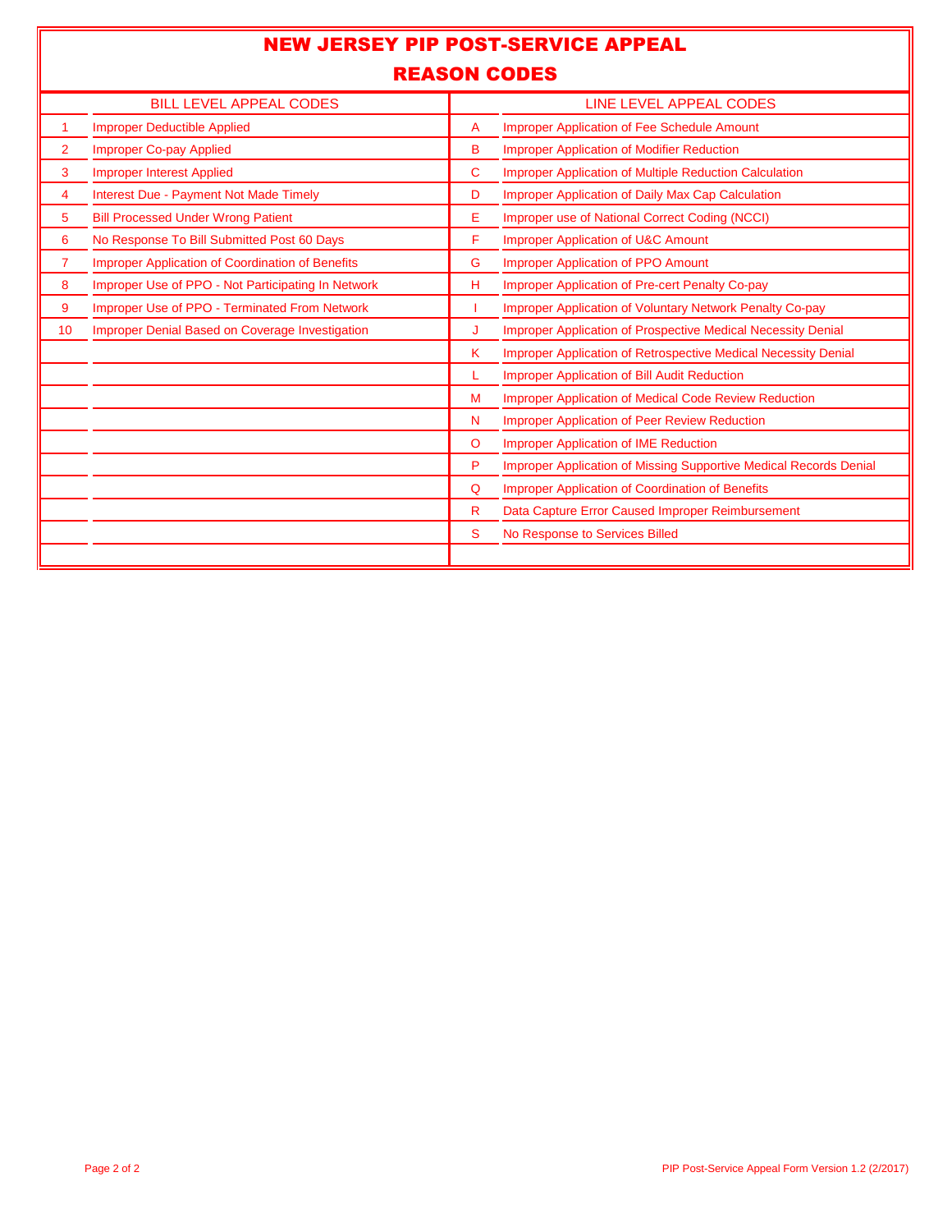# NEW JERSEY PIP POST-SERVICE APPEAL
## REASON CODES

| | BILL LEVEL APPEAL CODES | | LINE LEVEL APPEAL CODES |
|---|---|---|---|
| 1 | Improper Deductible Applied | A | Improper Application of Fee Schedule Amount |
| 2 | Improper Co-pay Applied | B | Improper Application of Modifier Reduction |
| 3 | Improper Interest Applied | C | Improper Application of Multiple Reduction Calculation |
| 4 | Interest Due - Payment Not Made Timely | D | Improper Application of Daily Max Cap Calculation |
| 5 | Bill Processed Under Wrong Patient | E | Improper use of National Correct Coding (NCCI) |
| 6 | No Response To Bill Submitted Post 60 Days | F | Improper Application of U&C Amount |
| 7 | Improper Application of Coordination of Benefits | G | Improper Application of PPO Amount |
| 8 | Improper Use of PPO - Not Participating In Network | H | Improper Application of Pre-cert Penalty Co-pay |
| 9 | Improper Use of PPO - Terminated From Network | I | Improper Application of Voluntary Network Penalty Co-pay |
| 10 | Improper Denial Based on Coverage Investigation | J | Improper Application of Prospective Medical Necessity Denial |
| | | K | Improper Application of Retrospective Medical Necessity Denial |
| | | L | Improper Application of Bill Audit Reduction |
| | | M | Improper Application of Medical Code Review Reduction |
| | | N | Improper Application of Peer Review Reduction |
| | | O | Improper Application of IME Reduction |
| | | P | Improper Application of Missing Supportive Medical Records Denial |
| | | Q | Improper Application of Coordination of Benefits |
| | | R | Data Capture Error Caused Improper Reimbursement |
| | | S | No Response to Services Billed |

PIP Post-Service Appeal Form Version 1.2 (2/2017)